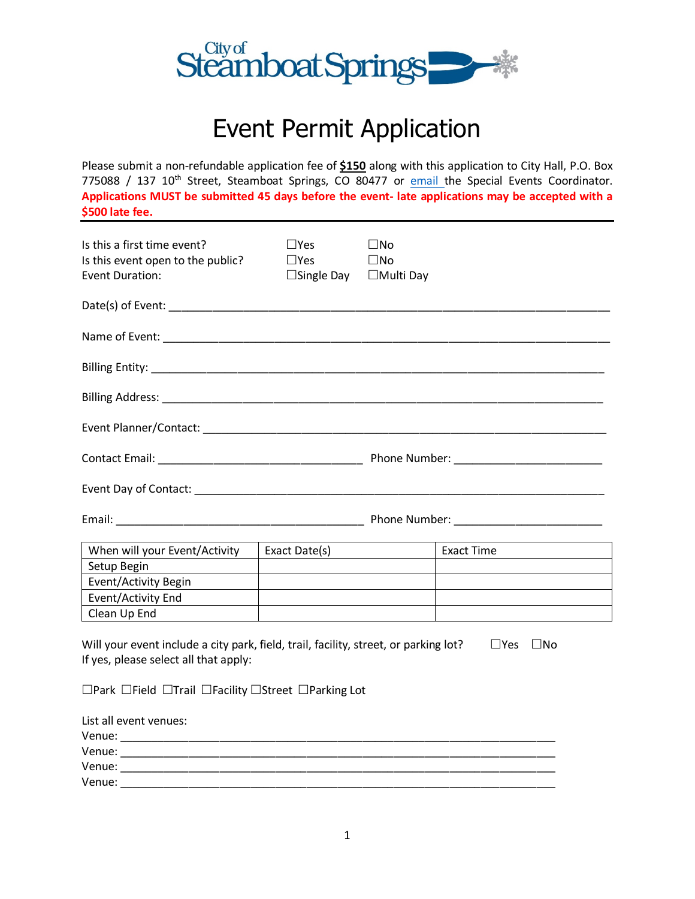# City of Steamboat Springs

# Event Permit Application

Please submit a non-refundable application fee of **$150** along with this application to City Hall, P.O. Box 775088 / 137 10th Street, Steamboat Springs, CO 80477 or email the Special Events Coordinator. **Applications MUST be submitted 45 days before the event- late applications may be accepted with a $500 late fee.**

---

Is this a first time event? ☐Yes ☐No

Is this event open to the public? ☐Yes ☐No

Event Duration: ☐Single Day ☐Multi Day

Date(s) of Event: ___________________________________________________________________

Name of Event: ___________________________________________________________________

Billing Entity: ___________________________________________________________________

Billing Address: ___________________________________________________________________

Event Planner/Contact: ______________________________________________________________

Contact Email: _________________________________ Phone Number: _______________________

Event Day of Contact: _______________________________________________________________

Email: _________________________________________ Phone Number: _______________________

| When will your Event/Activity | Exact Date(s) | Exact Time |
|---|---|---|
| Setup Begin | | |
| Event/Activity Begin | | |
| Event/Activity End | | |
| Clean Up End | | |

Will your event include a city park, field, trail, facility, street, or parking lot? ☐Yes ☐No

If yes, please select all that apply:

☐Park ☐Field ☐Trail ☐Facility ☐Street ☐Parking Lot

List all event venues:

Venue: ___________________________________________________________________

Venue: ___________________________________________________________________

Venue: ___________________________________________________________________

Venue: ___________________________________________________________________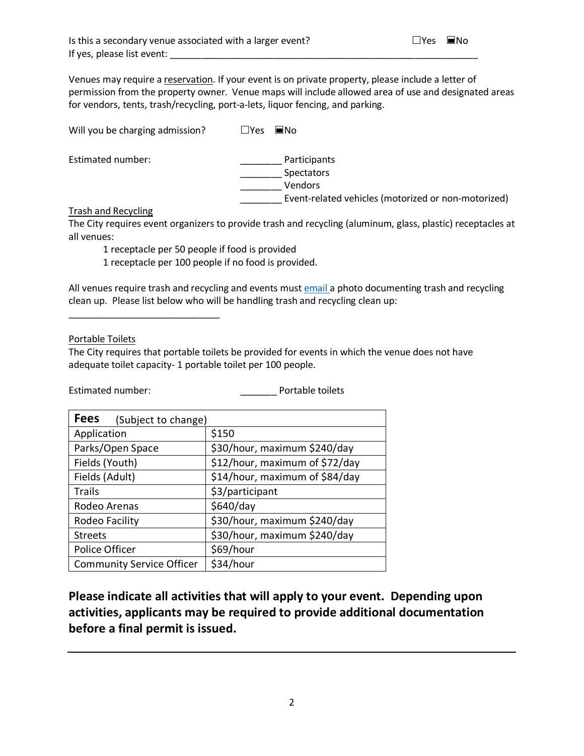Is this a secondary venue associated with a larger event? ☐Yes ■No

If yes, please list event: ______________________________________________________________

Venues may require a reservation. If your event is on private property, please include a letter of permission from the property owner. Venue maps will include allowed area of use and designated areas for vendors, tents, trash/recycling, port-a-lets, liquor fencing, and parking.

Will you be charging admission? ☐Yes ■No

Estimated number:

________ Participants

________ Spectators

________ Vendors

________ Event-related vehicles (motorized or non-motorized)

Trash and Recycling

The City requires event organizers to provide trash and recycling (aluminum, glass, plastic) receptacles at all venues:

1 receptacle per 50 people if food is provided

1 receptacle per 100 people if no food is provided.

All venues require trash and recycling and events must email a photo documenting trash and recycling clean up. Please list below who will be handling trash and recycling clean up:

______________________________

Portable Toilets

The City requires that portable toilets be provided for events in which the venue does not have adequate toilet capacity- 1 portable toilet per 100 people.

Estimated number: _______ Portable toilets

| **Fees** (Subject to change) | |
|---|---|
| Application | $150 |
| Parks/Open Space | $30/hour, maximum $240/day |
| Fields (Youth) | $12/hour, maximum of $72/day |
| Fields (Adult) | $14/hour, maximum of $84/day |
| Trails | $3/participant |
| Rodeo Arenas | $640/day |
| Rodeo Facility | $30/hour, maximum $240/day |
| Streets | $30/hour, maximum $240/day |
| Police Officer | $69/hour |
| Community Service Officer | $34/hour |

**Please indicate all activities that will apply to your event. Depending upon activities, applicants may be required to provide additional documentation before a final permit is issued.**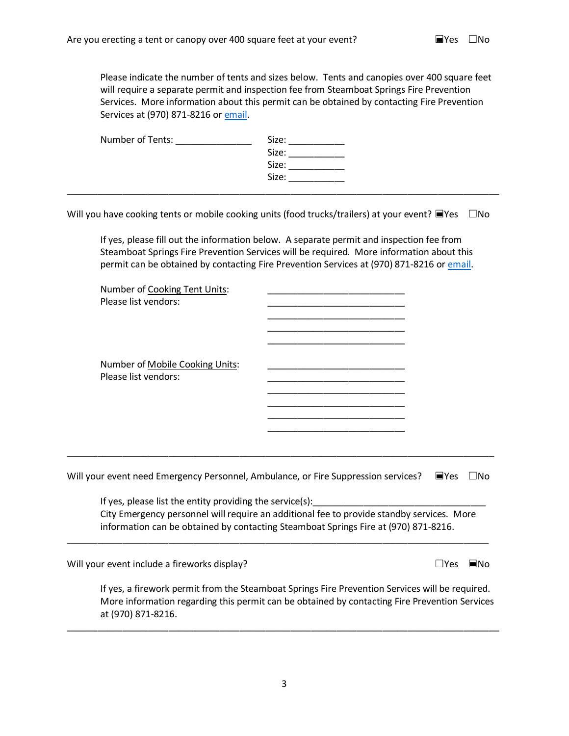Are you erecting a tent or canopy over 400 square feet at your event? ■Yes ☐No

Please indicate the number of tents and sizes below. Tents and canopies over 400 square feet will require a separate permit and inspection fee from Steamboat Springs Fire Prevention Services. More information about this permit can be obtained by contacting Fire Prevention Services at (970) 871-8216 or [email](email).

Number of Tents: _______________ Size: ___________
Size: ___________
Size: ___________
Size: ___________

---

Will you have cooking tents or mobile cooking units (food trucks/trailers) at your event? ■Yes ☐No

If yes, please fill out the information below. A separate permit and inspection fee from Steamboat Springs Fire Prevention Services will be required. More information about this permit can be obtained by contacting Fire Prevention Services at (970) 871-8216 or [email](email).

Number of Cooking Tent Units: ____________________________
Please list vendors: ____________________________
____________________________
____________________________
____________________________

Number of Mobile Cooking Units: ____________________________
Please list vendors: ____________________________
____________________________
____________________________
____________________________
____________________________

---

Will your event need Emergency Personnel, Ambulance, or Fire Suppression services? ■Yes ☐No

If yes, please list the entity providing the service(s):__________________________________
City Emergency personnel will require an additional fee to provide standby services. More information can be obtained by contacting Steamboat Springs Fire at (970) 871-8216.

---

Will your event include a fireworks display? ☐Yes ■No

If yes, a firework permit from the Steamboat Springs Fire Prevention Services will be required. More information regarding this permit can be obtained by contacting Fire Prevention Services at (970) 871-8216.

---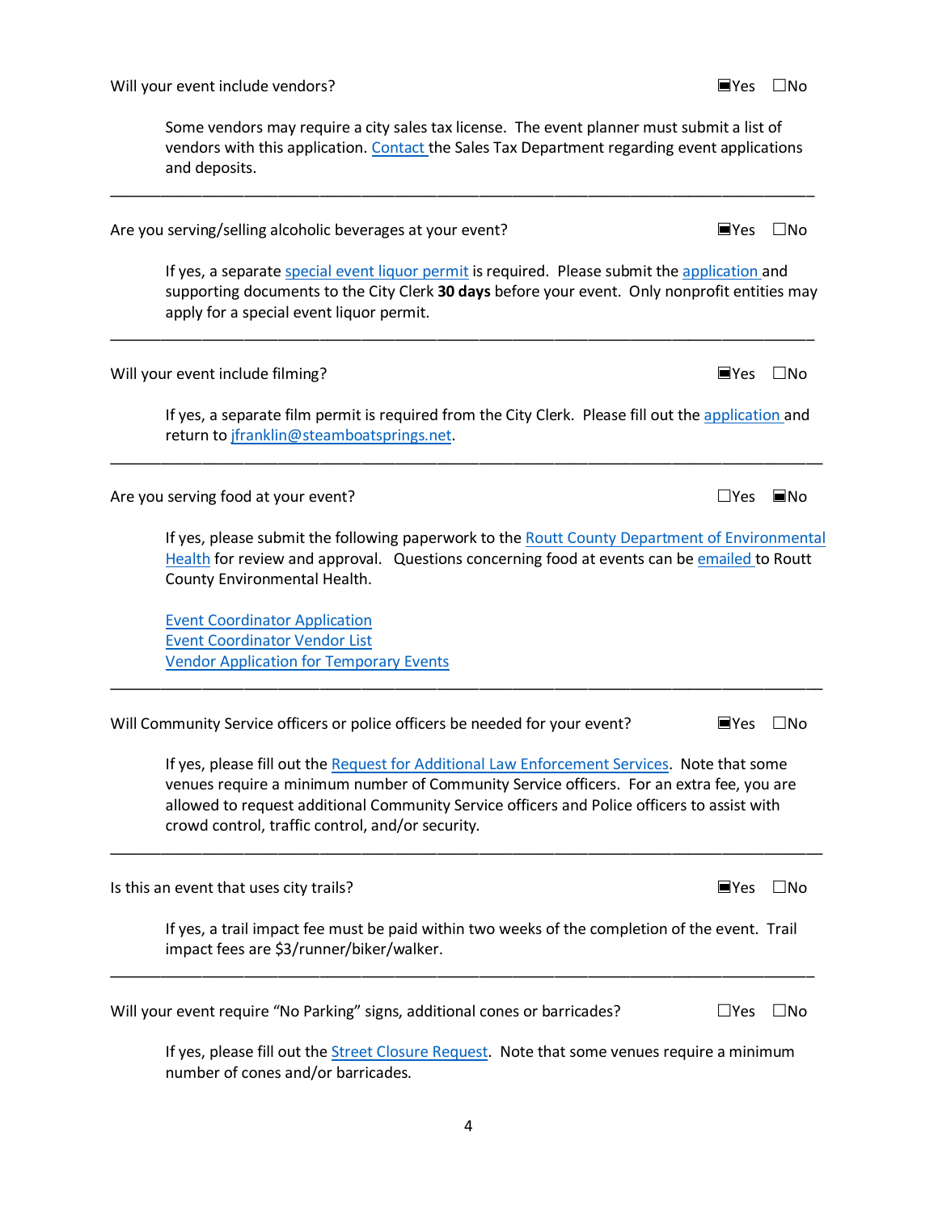Will your event include vendors? ■Yes ☐No

Some vendors may require a city sales tax license. The event planner must submit a list of vendors with this application. Contact the Sales Tax Department regarding event applications and deposits.

---

Are you serving/selling alcoholic beverages at your event? ■Yes ☐No

If yes, a separate special event liquor permit is required. Please submit the application and supporting documents to the City Clerk **30 days** before your event. Only nonprofit entities may apply for a special event liquor permit.

---

Will your event include filming? ■Yes ☐No

If yes, a separate film permit is required from the City Clerk. Please fill out the application and return to jfranklin@steamboatsprings.net.

---

Are you serving food at your event? ☐Yes ■No

If yes, please submit the following paperwork to the Routt County Department of Environmental Health for review and approval. Questions concerning food at events can be emailed to Routt County Environmental Health.

Event Coordinator Application
Event Coordinator Vendor List
Vendor Application for Temporary Events

---

Will Community Service officers or police officers be needed for your event? ■Yes ☐No

If yes, please fill out the Request for Additional Law Enforcement Services. Note that some venues require a minimum number of Community Service officers. For an extra fee, you are allowed to request additional Community Service officers and Police officers to assist with crowd control, traffic control, and/or security.

---

Is this an event that uses city trails? ■Yes ☐No

If yes, a trail impact fee must be paid within two weeks of the completion of the event. Trail impact fees are $3/runner/biker/walker.

---

Will your event require "No Parking" signs, additional cones or barricades? ☐Yes ☐No

If yes, please fill out the Street Closure Request. Note that some venues require a minimum number of cones and/or barricades.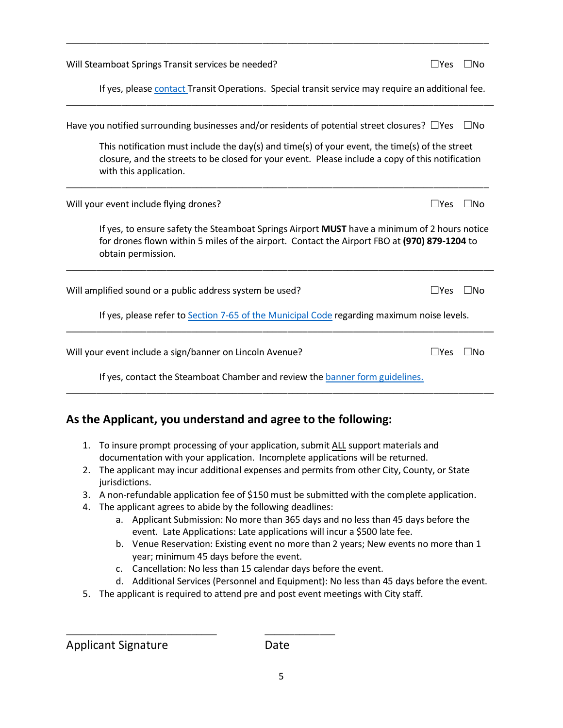---

Will Steamboat Springs Transit services be needed? ☐Yes ☐No

If yes, please contact Transit Operations. Special transit service may require an additional fee.

---

Have you notified surrounding businesses and/or residents of potential street closures? ☐Yes ☐No

This notification must include the day(s) and time(s) of your event, the time(s) of the street closure, and the streets to be closed for your event. Please include a copy of this notification with this application.

---

Will your event include flying drones? ☐Yes ☐No

If yes, to ensure safety the Steamboat Springs Airport **MUST** have a minimum of 2 hours notice for drones flown within 5 miles of the airport. Contact the Airport FBO at **(970) 879-1204** to obtain permission.

---

Will amplified sound or a public address system be used? ☐Yes ☐No

If yes, please refer to Section 7-65 of the Municipal Code regarding maximum noise levels.

---

Will your event include a sign/banner on Lincoln Avenue? ☐Yes ☐No

If yes, contact the Steamboat Chamber and review the banner form guidelines.

---

## As the Applicant, you understand and agree to the following:

1. To insure prompt processing of your application, submit ALL support materials and documentation with your application. Incomplete applications will be returned.
2. The applicant may incur additional expenses and permits from other City, County, or State jurisdictions.
3. A non-refundable application fee of $150 must be submitted with the complete application.
4. The applicant agrees to abide by the following deadlines:
    a. Applicant Submission: No more than 365 days and no less than 45 days before the event. Late Applications: Late applications will incur a $500 late fee.
    b. Venue Reservation: Existing event no more than 2 years; New events no more than 1 year; minimum 45 days before the event.
    c. Cancellation: No less than 15 calendar days before the event.
    d. Additional Services (Personnel and Equipment): No less than 45 days before the event.
5. The applicant is required to attend pre and post event meetings with City staff.

\_\_\_\_\_\_\_\_\_\_\_\_\_\_\_\_\_\_\_\_\_\_\_\_\_\_\_\_ \_\_\_\_\_\_\_\_\_\_\_\_\_

Applicant Signature Date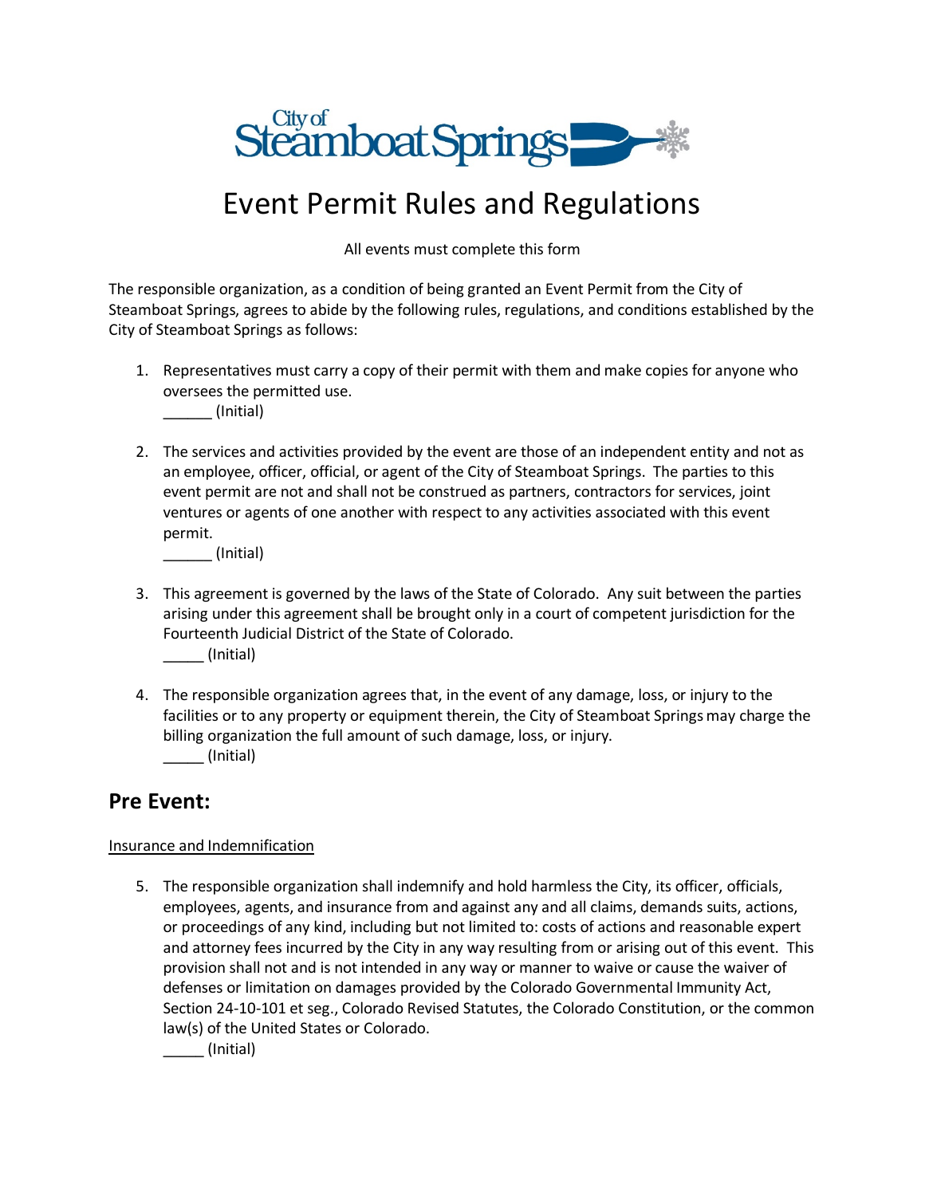City of Steamboat Springs

# Event Permit Rules and Regulations

All events must complete this form

The responsible organization, as a condition of being granted an Event Permit from the City of Steamboat Springs, agrees to abide by the following rules, regulations, and conditions established by the City of Steamboat Springs as follows:

1. Representatives must carry a copy of their permit with them and make copies for anyone who oversees the permitted use.
   ______ (Initial)

2. The services and activities provided by the event are those of an independent entity and not as an employee, officer, official, or agent of the City of Steamboat Springs. The parties to this event permit are not and shall not be construed as partners, contractors for services, joint ventures or agents of one another with respect to any activities associated with this event permit.
   ______ (Initial)

3. This agreement is governed by the laws of the State of Colorado. Any suit between the parties arising under this agreement shall be brought only in a court of competent jurisdiction for the Fourteenth Judicial District of the State of Colorado.
   _____ (Initial)

4. The responsible organization agrees that, in the event of any damage, loss, or injury to the facilities or to any property or equipment therein, the City of Steamboat Springs may charge the billing organization the full amount of such damage, loss, or injury.
   _____ (Initial)

## Pre Event:

Insurance and Indemnification

5. The responsible organization shall indemnify and hold harmless the City, its officer, officials, employees, agents, and insurance from and against any and all claims, demands suits, actions, or proceedings of any kind, including but not limited to: costs of actions and reasonable expert and attorney fees incurred by the City in any way resulting from or arising out of this event. This provision shall not and is not intended in any way or manner to waive or cause the waiver of defenses or limitation on damages provided by the Colorado Governmental Immunity Act, Section 24-10-101 et seg., Colorado Revised Statutes, the Colorado Constitution, or the common law(s) of the United States or Colorado.
   _____ (Initial)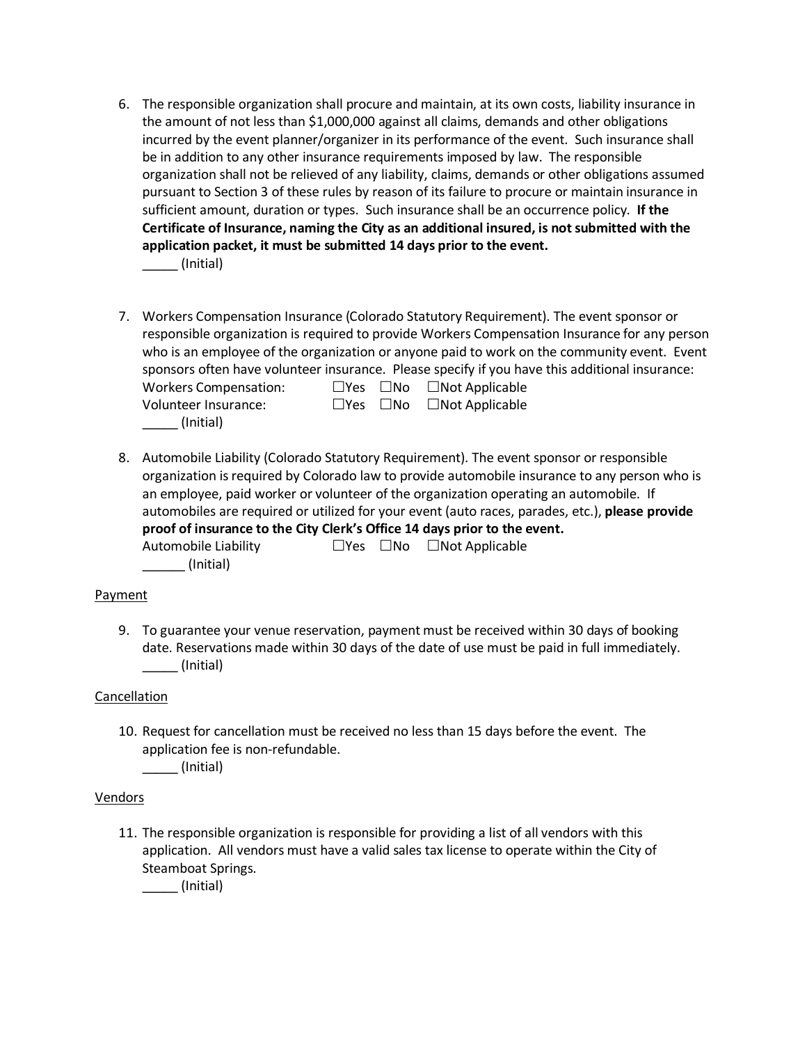6. The responsible organization shall procure and maintain, at its own costs, liability insurance in the amount of not less than $1,000,000 against all claims, demands and other obligations incurred by the event planner/organizer in its performance of the event. Such insurance shall be in addition to any other insurance requirements imposed by law. The responsible organization shall not be relieved of any liability, claims, demands or other obligations assumed pursuant to Section 3 of these rules by reason of its failure to procure or maintain insurance in sufficient amount, duration or types. Such insurance shall be an occurrence policy. **If the Certificate of Insurance, naming the City as an additional insured, is not submitted with the application packet, it must be submitted 14 days prior to the event.**
   _____ (Initial)

7. Workers Compensation Insurance (Colorado Statutory Requirement). The event sponsor or responsible organization is required to provide Workers Compensation Insurance for any person who is an employee of the organization or anyone paid to work on the community event. Event sponsors often have volunteer insurance. Please specify if you have this additional insurance:
   Workers Compensation: ☐Yes ☐No ☐Not Applicable
   Volunteer Insurance: ☐Yes ☐No ☐Not Applicable
   _____ (Initial)

8. Automobile Liability (Colorado Statutory Requirement). The event sponsor or responsible organization is required by Colorado law to provide automobile insurance to any person who is an employee, paid worker or volunteer of the organization operating an automobile. If automobiles are required or utilized for your event (auto races, parades, etc.), **please provide proof of insurance to the City Clerk's Office 14 days prior to the event.**
   Automobile Liability ☐Yes ☐No ☐Not Applicable
   ______ (Initial)

<u>Payment</u>

9. To guarantee your venue reservation, payment must be received within 30 days of booking date. Reservations made within 30 days of the date of use must be paid in full immediately.
   _____ (Initial)

<u>Cancellation</u>

10. Request for cancellation must be received no less than 15 days before the event. The application fee is non-refundable.
    _____ (Initial)

<u>Vendors</u>

11. The responsible organization is responsible for providing a list of all vendors with this application. All vendors must have a valid sales tax license to operate within the City of Steamboat Springs.
    _____ (Initial)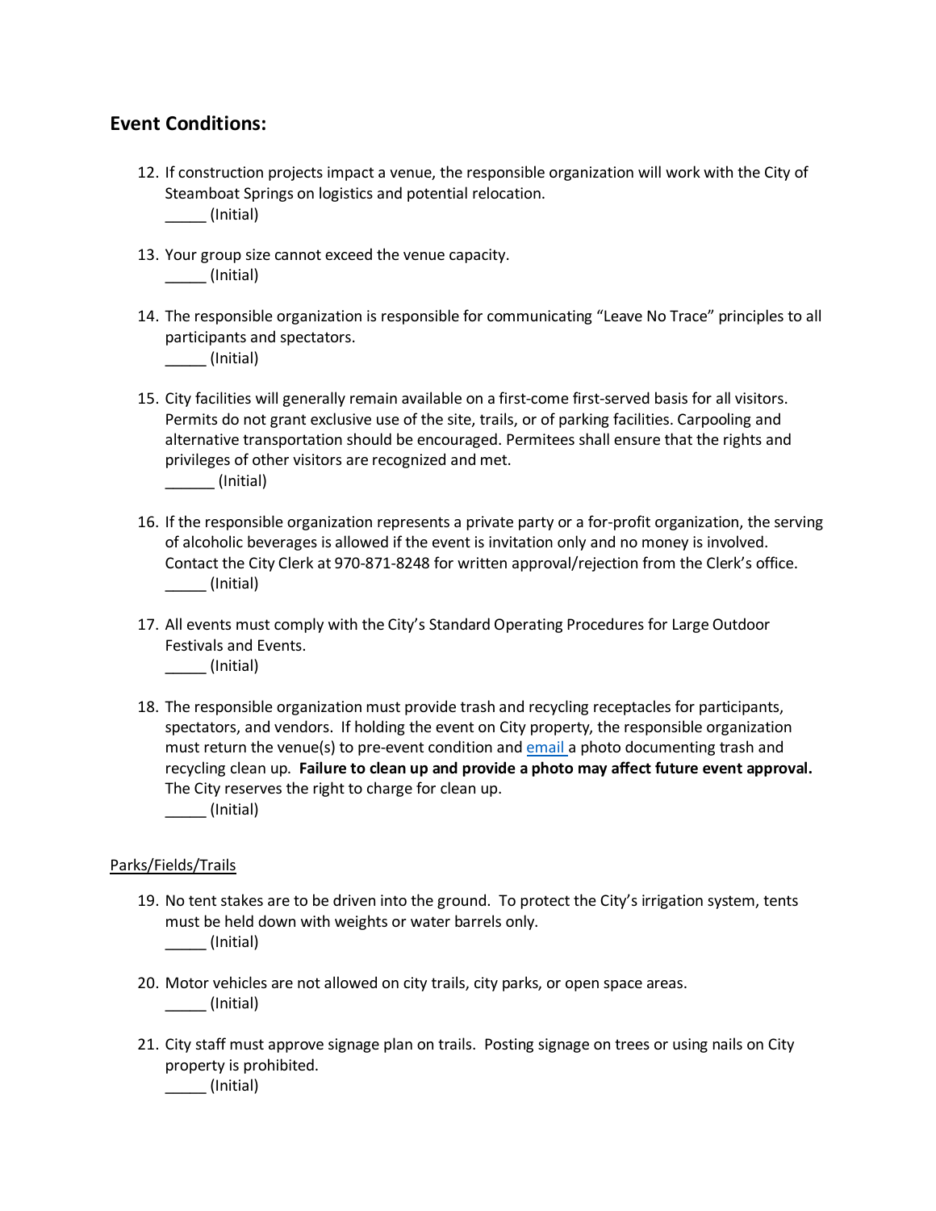## Event Conditions:

12. If construction projects impact a venue, the responsible organization will work with the City of Steamboat Springs on logistics and potential relocation.
    _____ (Initial)

13. Your group size cannot exceed the venue capacity.
    _____ (Initial)

14. The responsible organization is responsible for communicating "Leave No Trace" principles to all participants and spectators.
    _____ (Initial)

15. City facilities will generally remain available on a first-come first-served basis for all visitors. Permits do not grant exclusive use of the site, trails, or of parking facilities. Carpooling and alternative transportation should be encouraged. Permitees shall ensure that the rights and privileges of other visitors are recognized and met.
    ______ (Initial)

16. If the responsible organization represents a private party or a for-profit organization, the serving of alcoholic beverages is allowed if the event is invitation only and no money is involved. Contact the City Clerk at 970-871-8248 for written approval/rejection from the Clerk's office.
    _____ (Initial)

17. All events must comply with the City's Standard Operating Procedures for Large Outdoor Festivals and Events.
    _____ (Initial)

18. The responsible organization must provide trash and recycling receptacles for participants, spectators, and vendors. If holding the event on City property, the responsible organization must return the venue(s) to pre-event condition and email a photo documenting trash and recycling clean up. **Failure to clean up and provide a photo may affect future event approval.** The City reserves the right to charge for clean up.
    _____ (Initial)

Parks/Fields/Trails

19. No tent stakes are to be driven into the ground. To protect the City's irrigation system, tents must be held down with weights or water barrels only.
    _____ (Initial)

20. Motor vehicles are not allowed on city trails, city parks, or open space areas.
    _____ (Initial)

21. City staff must approve signage plan on trails. Posting signage on trees or using nails on City property is prohibited.
    _____ (Initial)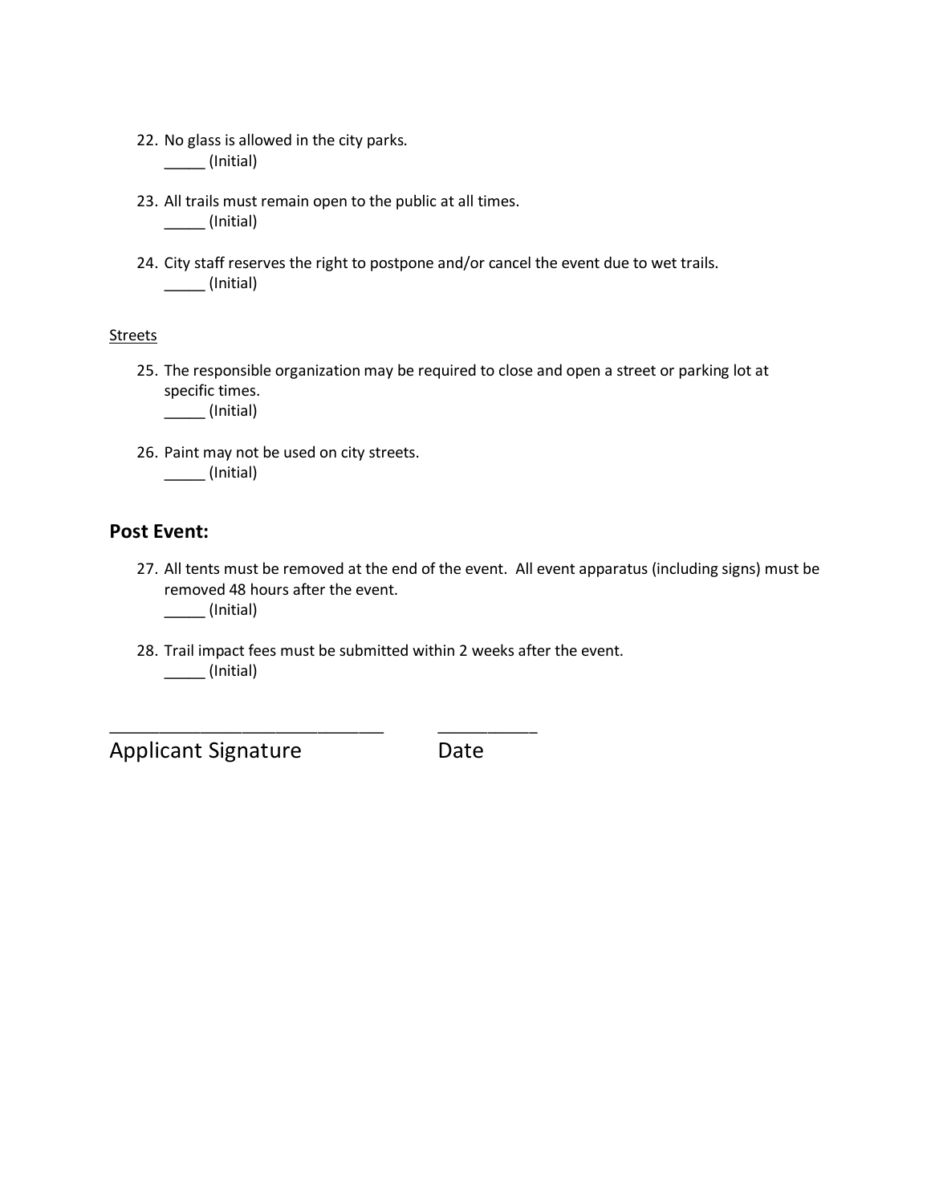22. No glass is allowed in the city parks.
    _____ (Initial)

23. All trails must remain open to the public at all times.
    _____ (Initial)

24. City staff reserves the right to postpone and/or cancel the event due to wet trails.
    _____ (Initial)

Streets

25. The responsible organization may be required to close and open a street or parking lot at specific times.
    _____ (Initial)

26. Paint may not be used on city streets.
    _____ (Initial)

### Post Event:

27. All tents must be removed at the end of the event. All event apparatus (including signs) must be removed 48 hours after the event.
    _____ (Initial)

28. Trail impact fees must be submitted within 2 weeks after the event.
    _____ (Initial)

______________________________ ___________

Applicant Signature Date